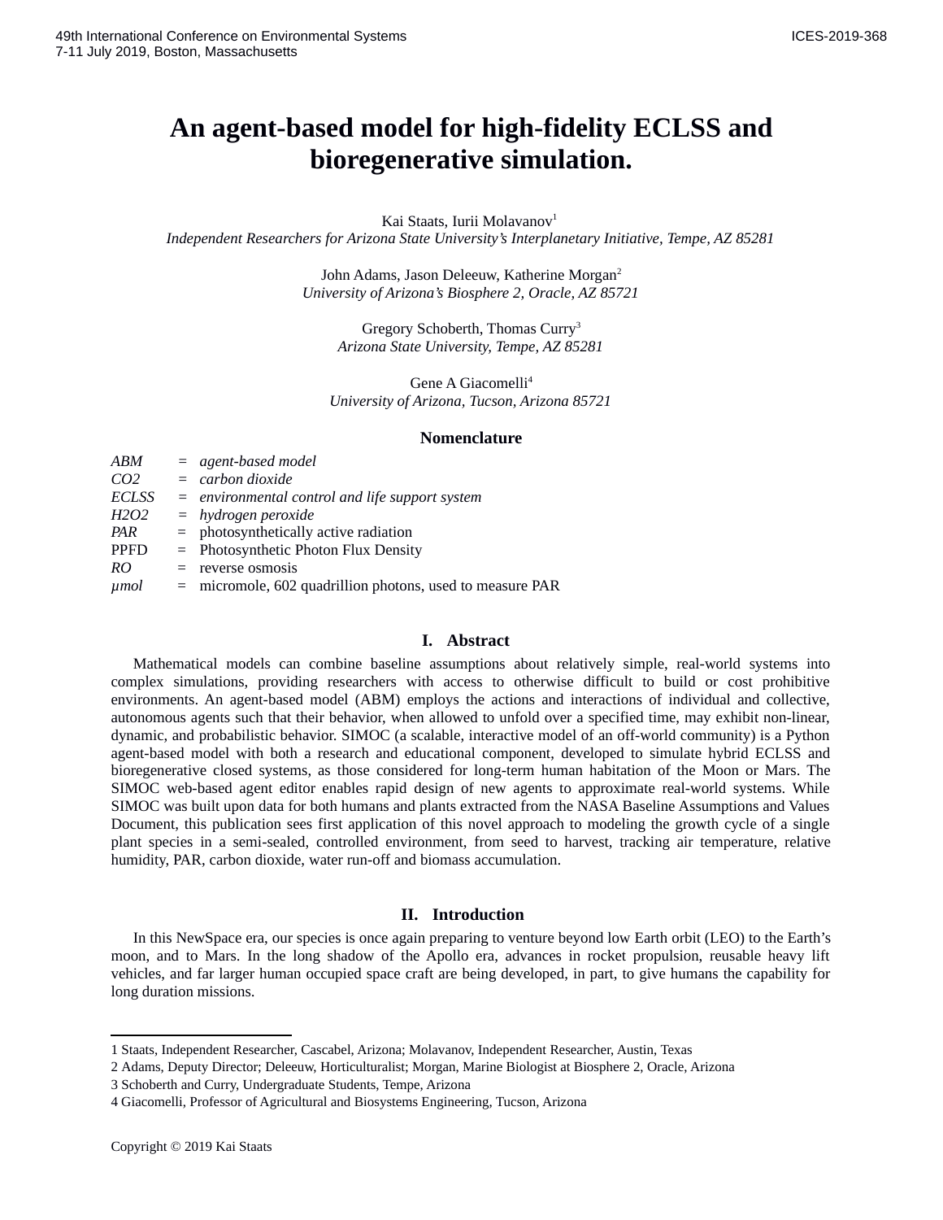# An agent-based model for high-fidelity ECLSS and bioregenerative simulation.

Kai Staats, Iurii Molavanov[1]
*Independent Researchers for Arizona State University's Interplanetary Initiative, Tempe, AZ 85281*

John Adams, Jason Deleeuw, Katherine Morgan[2]
*University of Arizona's Biosphere 2, Oracle, AZ 85721*

Gregory Schoberth, Thomas Curry[3]
*Arizona State University, Tempe, AZ 85281*

Gene A Giacomelli[4]
*University of Arizona, Tucson, Arizona 85721*

## Nomenclature

| | | |
|---|---|---|
| *ABM* | = | *agent-based model* |
| *CO2* | = | *carbon dioxide* |
| *ECLSS* | = | *environmental control and life support system* |
| *H2O2* | = | *hydrogen peroxide* |
| *PAR* | = | photosynthetically active radiation |
| PPFD | = | Photosynthetic Photon Flux Density |
| *RO* | = | reverse osmosis |
| *µmol* | = | micromole, 602 quadrillion photons, used to measure PAR |

## I. Abstract

Mathematical models can combine baseline assumptions about relatively simple, real-world systems into complex simulations, providing researchers with access to otherwise difficult to build or cost prohibitive environments. An agent-based model (ABM) employs the actions and interactions of individual and collective, autonomous agents such that their behavior, when allowed to unfold over a specified time, may exhibit non-linear, dynamic, and probabilistic behavior. SIMOC (a scalable, interactive model of an off-world community) is a Python agent-based model with both a research and educational component, developed to simulate hybrid ECLSS and bioregenerative closed systems, as those considered for long-term human habitation of the Moon or Mars. The SIMOC web-based agent editor enables rapid design of new agents to approximate real-world systems. While SIMOC was built upon data for both humans and plants extracted from the NASA Baseline Assumptions and Values Document, this publication sees first application of this novel approach to modeling the growth cycle of a single plant species in a semi-sealed, controlled environment, from seed to harvest, tracking air temperature, relative humidity, PAR, carbon dioxide, water run-off and biomass accumulation.

## II. Introduction

In this NewSpace era, our species is once again preparing to venture beyond low Earth orbit (LEO) to the Earth's moon, and to Mars. In the long shadow of the Apollo era, advances in rocket propulsion, reusable heavy lift vehicles, and far larger human occupied space craft are being developed, in part, to give humans the capability for long duration missions.

---

1 Staats, Independent Researcher, Cascabel, Arizona; Molavanov, Independent Researcher, Austin, Texas
2 Adams, Deputy Director; Deleeuw, Horticulturalist; Morgan, Marine Biologist at Biosphere 2, Oracle, Arizona
3 Schoberth and Curry, Undergraduate Students, Tempe, Arizona
4 Giacomelli, Professor of Agricultural and Biosystems Engineering, Tucson, Arizona

Copyright © 2019 Kai Staats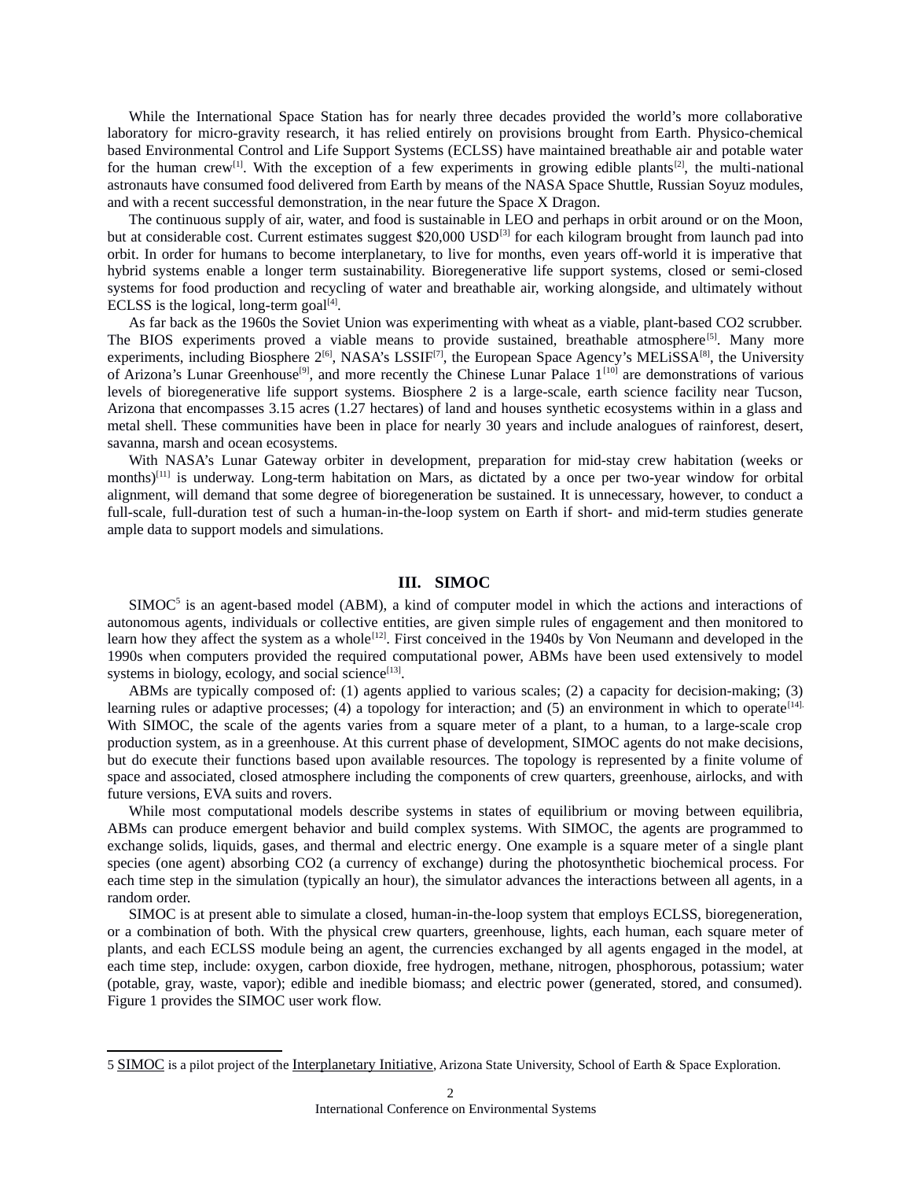While the International Space Station has for nearly three decades provided the world's more collaborative laboratory for micro-gravity research, it has relied entirely on provisions brought from Earth. Physico-chemical based Environmental Control and Life Support Systems (ECLSS) have maintained breathable air and potable water for the human crew[1]. With the exception of a few experiments in growing edible plants[2], the multi-national astronauts have consumed food delivered from Earth by means of the NASA Space Shuttle, Russian Soyuz modules, and with a recent successful demonstration, in the near future the Space X Dragon.

The continuous supply of air, water, and food is sustainable in LEO and perhaps in orbit around or on the Moon, but at considerable cost. Current estimates suggest $20,000 USD[3] for each kilogram brought from launch pad into orbit. In order for humans to become interplanetary, to live for months, even years off-world it is imperative that hybrid systems enable a longer term sustainability. Bioregenerative life support systems, closed or semi-closed systems for food production and recycling of water and breathable air, working alongside, and ultimately without ECLSS is the logical, long-term goal[4].

As far back as the 1960s the Soviet Union was experimenting with wheat as a viable, plant-based CO2 scrubber. The BIOS experiments proved a viable means to provide sustained, breathable atmosphere[5]. Many more experiments, including Biosphere 2[6], NASA's LSSIF[7], the European Space Agency's MELiSSA[8], the University of Arizona's Lunar Greenhouse[9], and more recently the Chinese Lunar Palace 1[10] are demonstrations of various levels of bioregenerative life support systems. Biosphere 2 is a large-scale, earth science facility near Tucson, Arizona that encompasses 3.15 acres (1.27 hectares) of land and houses synthetic ecosystems within in a glass and metal shell. These communities have been in place for nearly 30 years and include analogues of rainforest, desert, savanna, marsh and ocean ecosystems.

With NASA's Lunar Gateway orbiter in development, preparation for mid-stay crew habitation (weeks or months)[11] is underway. Long-term habitation on Mars, as dictated by a once per two-year window for orbital alignment, will demand that some degree of bioregeneration be sustained. It is unnecessary, however, to conduct a full-scale, full-duration test of such a human-in-the-loop system on Earth if short- and mid-term studies generate ample data to support models and simulations.

## III. SIMOC

SIMOC[5] is an agent-based model (ABM), a kind of computer model in which the actions and interactions of autonomous agents, individuals or collective entities, are given simple rules of engagement and then monitored to learn how they affect the system as a whole[12]. First conceived in the 1940s by Von Neumann and developed in the 1990s when computers provided the required computational power, ABMs have been used extensively to model systems in biology, ecology, and social science[13].

ABMs are typically composed of: (1) agents applied to various scales; (2) a capacity for decision-making; (3) learning rules or adaptive processes; (4) a topology for interaction; and (5) an environment in which to operate[14]. With SIMOC, the scale of the agents varies from a square meter of a plant, to a human, to a large-scale crop production system, as in a greenhouse. At this current phase of development, SIMOC agents do not make decisions, but do execute their functions based upon available resources. The topology is represented by a finite volume of space and associated, closed atmosphere including the components of crew quarters, greenhouse, airlocks, and with future versions, EVA suits and rovers.

While most computational models describe systems in states of equilibrium or moving between equilibria, ABMs can produce emergent behavior and build complex systems. With SIMOC, the agents are programmed to exchange solids, liquids, gases, and thermal and electric energy. One example is a square meter of a single plant species (one agent) absorbing CO2 (a currency of exchange) during the photosynthetic biochemical process. For each time step in the simulation (typically an hour), the simulator advances the interactions between all agents, in a random order.

SIMOC is at present able to simulate a closed, human-in-the-loop system that employs ECLSS, bioregeneration, or a combination of both. With the physical crew quarters, greenhouse, lights, each human, each square meter of plants, and each ECLSS module being an agent, the currencies exchanged by all agents engaged in the model, at each time step, include: oxygen, carbon dioxide, free hydrogen, methane, nitrogen, phosphorous, potassium; water (potable, gray, waste, vapor); edible and inedible biomass; and electric power (generated, stored, and consumed). Figure 1 provides the SIMOC user work flow.

---

5 SIMOC is a pilot project of the Interplanetary Initiative, Arizona State University, School of Earth & Space Exploration.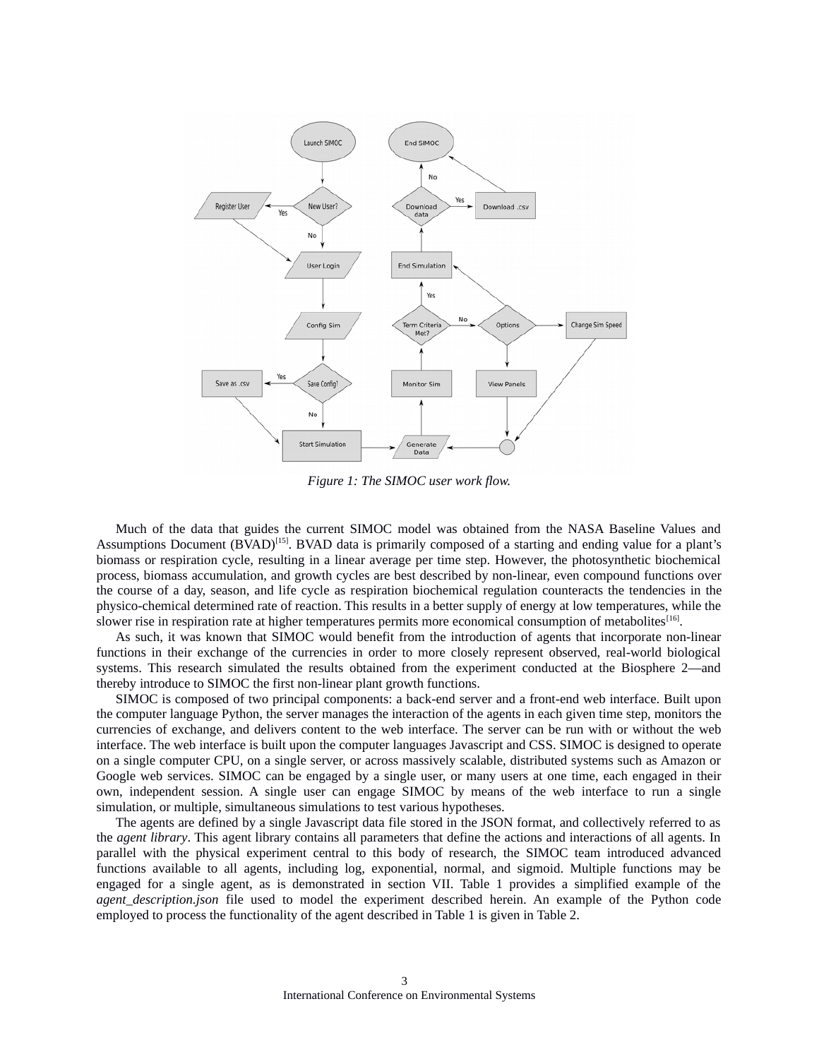Figure 1: The SIMOC user work flow.

Much of the data that guides the current SIMOC model was obtained from the NASA Baseline Values and Assumptions Document (BVAD)[15]. BVAD data is primarily composed of a starting and ending value for a plant's biomass or respiration cycle, resulting in a linear average per time step. However, the photosynthetic biochemical process, biomass accumulation, and growth cycles are best described by non-linear, even compound functions over the course of a day, season, and life cycle as respiration biochemical regulation counteracts the tendencies in the physico-chemical determined rate of reaction. This results in a better supply of energy at low temperatures, while the slower rise in respiration rate at higher temperatures permits more economical consumption of metabolites[16].

As such, it was known that SIMOC would benefit from the introduction of agents that incorporate non-linear functions in their exchange of the currencies in order to more closely represent observed, real-world biological systems. This research simulated the results obtained from the experiment conducted at the Biosphere 2—and thereby introduce to SIMOC the first non-linear plant growth functions.

SIMOC is composed of two principal components: a back-end server and a front-end web interface. Built upon the computer language Python, the server manages the interaction of the agents in each given time step, monitors the currencies of exchange, and delivers content to the web interface. The server can be run with or without the web interface. The web interface is built upon the computer languages Javascript and CSS. SIMOC is designed to operate on a single computer CPU, on a single server, or across massively scalable, distributed systems such as Amazon or Google web services. SIMOC can be engaged by a single user, or many users at one time, each engaged in their own, independent session. A single user can engage SIMOC by means of the web interface to run a single simulation, or multiple, simultaneous simulations to test various hypotheses.

The agents are defined by a single Javascript data file stored in the JSON format, and collectively referred to as the *agent library*. This agent library contains all parameters that define the actions and interactions of all agents. In parallel with the physical experiment central to this body of research, the SIMOC team introduced advanced functions available to all agents, including log, exponential, normal, and sigmoid. Multiple functions may be engaged for a single agent, as is demonstrated in section VII. Table 1 provides a simplified example of the *agent_description.json* file used to model the experiment described herein. An example of the Python code employed to process the functionality of the agent described in Table 1 is given in Table 2.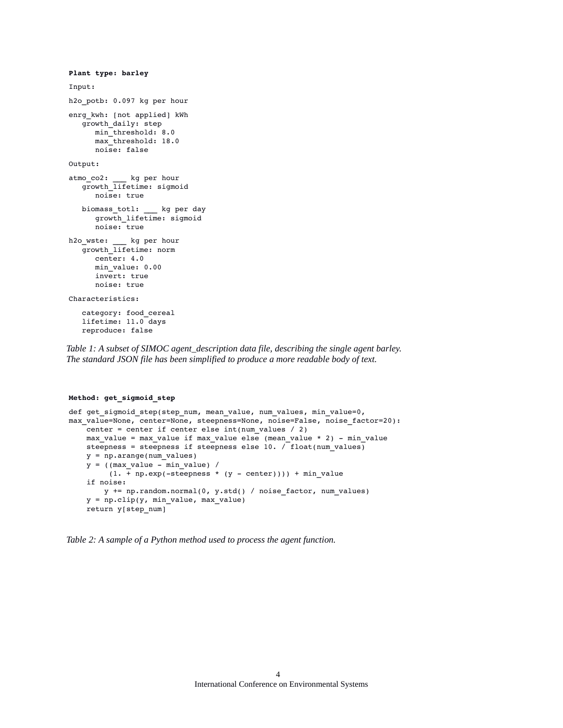```
Plant type: barley

Input:

h2o_potb: 0.097 kg per hour

enrg_kwh: [not applied] kWh
   growth_daily: step
      min_threshold: 8.0
      max_threshold: 18.0
      noise: false

Output:

atmo_co2: ___ kg per hour
   growth_lifetime: sigmoid
      noise: true

   biomass_totl: ___ kg per day
      growth_lifetime: sigmoid
      noise: true

h2o_wste: ___ kg per hour
   growth_lifetime: norm
      center: 4.0
      min_value: 0.00
      invert: true
      noise: true

Characteristics:

   category: food_cereal
   lifetime: 11.0 days
   reproduce: false
```

*Table 1: A subset of SIMOC agent_description data file, describing the single agent barley. The standard JSON file has been simplified to produce a more readable body of text.*

```
Method: get_sigmoid_step

def get_sigmoid_step(step_num, mean_value, num_values, min_value=0,
max_value=None, center=None, steepness=None, noise=False, noise_factor=20):
    center = center if center else int(num_values / 2)
    max_value = max_value if max_value else (mean_value * 2) - min_value
    steepness = steepness if steepness else 10. / float(num_values)
    y = np.arange(num_values)
    y = ((max_value - min_value) /
         (1. + np.exp(-steepness * (y - center)))) + min_value
    if noise:
        y += np.random.normal(0, y.std() / noise_factor, num_values)
    y = np.clip(y, min_value, max_value)
    return y[step_num]
```

*Table 2: A sample of a Python method used to process the agent function.*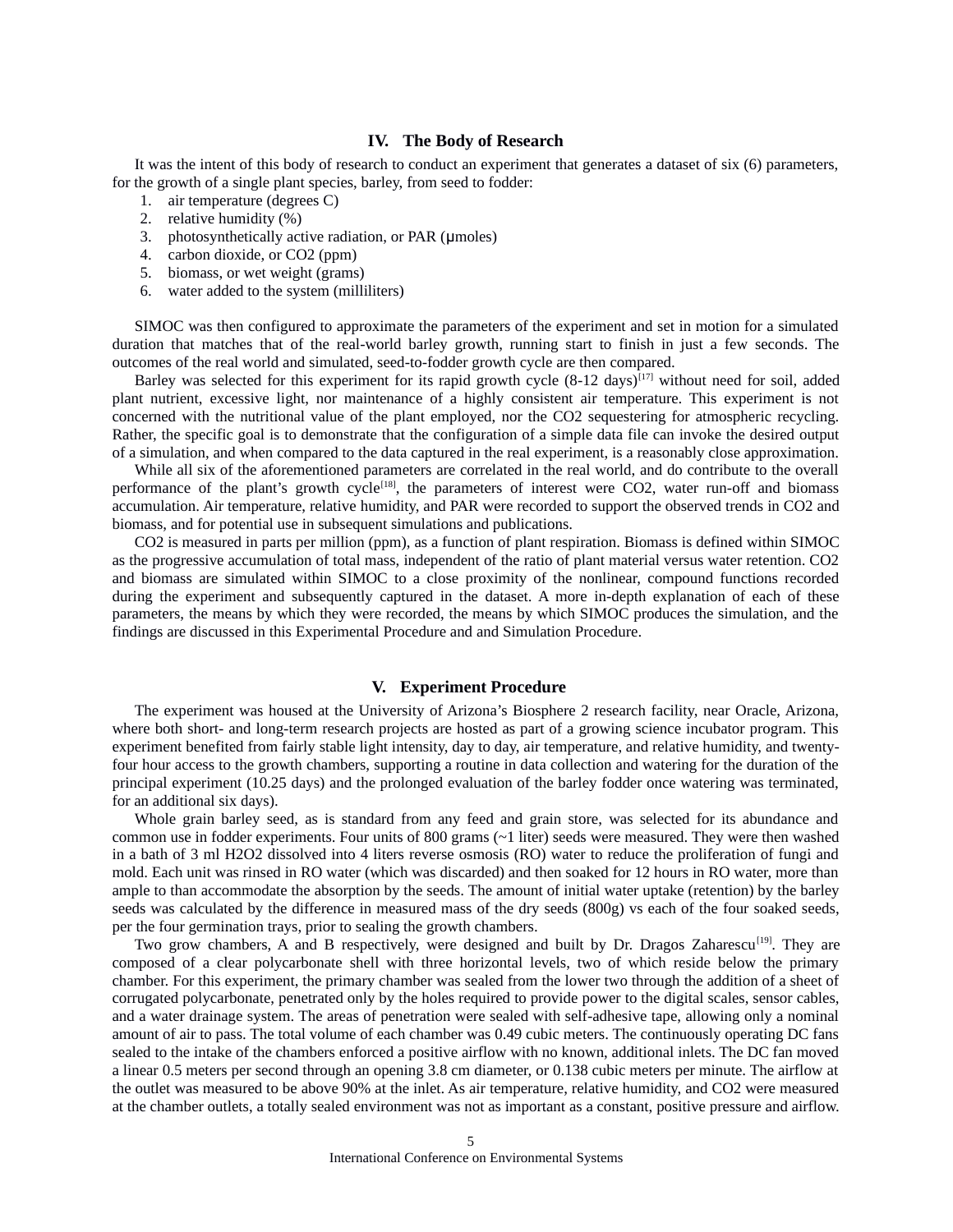## IV. The Body of Research

It was the intent of this body of research to conduct an experiment that generates a dataset of six (6) parameters, for the growth of a single plant species, barley, from seed to fodder:

1. air temperature (degrees C)
2. relative humidity (%)
3. photosynthetically active radiation, or PAR (μmoles)
4. carbon dioxide, or CO2 (ppm)
5. biomass, or wet weight (grams)
6. water added to the system (milliliters)

SIMOC was then configured to approximate the parameters of the experiment and set in motion for a simulated duration that matches that of the real-world barley growth, running start to finish in just a few seconds. The outcomes of the real world and simulated, seed-to-fodder growth cycle are then compared.

Barley was selected for this experiment for its rapid growth cycle (8-12 days)[17] without need for soil, added plant nutrient, excessive light, nor maintenance of a highly consistent air temperature. This experiment is not concerned with the nutritional value of the plant employed, nor the CO2 sequestering for atmospheric recycling. Rather, the specific goal is to demonstrate that the configuration of a simple data file can invoke the desired output of a simulation, and when compared to the data captured in the real experiment, is a reasonably close approximation.

While all six of the aforementioned parameters are correlated in the real world, and do contribute to the overall performance of the plant's growth cycle[18], the parameters of interest were CO2, water run-off and biomass accumulation. Air temperature, relative humidity, and PAR were recorded to support the observed trends in CO2 and biomass, and for potential use in subsequent simulations and publications.

CO2 is measured in parts per million (ppm), as a function of plant respiration. Biomass is defined within SIMOC as the progressive accumulation of total mass, independent of the ratio of plant material versus water retention. CO2 and biomass are simulated within SIMOC to a close proximity of the nonlinear, compound functions recorded during the experiment and subsequently captured in the dataset. A more in-depth explanation of each of these parameters, the means by which they were recorded, the means by which SIMOC produces the simulation, and the findings are discussed in this Experimental Procedure and and Simulation Procedure.

## V. Experiment Procedure

The experiment was housed at the University of Arizona's Biosphere 2 research facility, near Oracle, Arizona, where both short- and long-term research projects are hosted as part of a growing science incubator program. This experiment benefited from fairly stable light intensity, day to day, air temperature, and relative humidity, and twenty-four hour access to the growth chambers, supporting a routine in data collection and watering for the duration of the principal experiment (10.25 days) and the prolonged evaluation of the barley fodder once watering was terminated, for an additional six days).

Whole grain barley seed, as is standard from any feed and grain store, was selected for its abundance and common use in fodder experiments. Four units of 800 grams (~1 liter) seeds were measured. They were then washed in a bath of 3 ml $H_2O_2$ dissolved into 4 liters reverse osmosis (RO) water to reduce the proliferation of fungi and mold. Each unit was rinsed in RO water (which was discarded) and then soaked for 12 hours in RO water, more than ample to than accommodate the absorption by the seeds. The amount of initial water uptake (retention) by the barley seeds was calculated by the difference in measured mass of the dry seeds (800g) vs each of the four soaked seeds, per the four germination trays, prior to sealing the growth chambers.

Two grow chambers, A and B respectively, were designed and built by Dr. Dragos Zaharescu[19]. They are composed of a clear polycarbonate shell with three horizontal levels, two of which reside below the primary chamber. For this experiment, the primary chamber was sealed from the lower two through the addition of a sheet of corrugated polycarbonate, penetrated only by the holes required to provide power to the digital scales, sensor cables, and a water drainage system. The areas of penetration were sealed with self-adhesive tape, allowing only a nominal amount of air to pass. The total volume of each chamber was 0.49 cubic meters. The continuously operating DC fans sealed to the intake of the chambers enforced a positive airflow with no known, additional inlets. The DC fan moved a linear 0.5 meters per second through an opening 3.8 cm diameter, or 0.138 cubic meters per minute. The airflow at the outlet was measured to be above 90% at the inlet. As air temperature, relative humidity, and CO2 were measured at the chamber outlets, a totally sealed environment was not as important as a constant, positive pressure and airflow.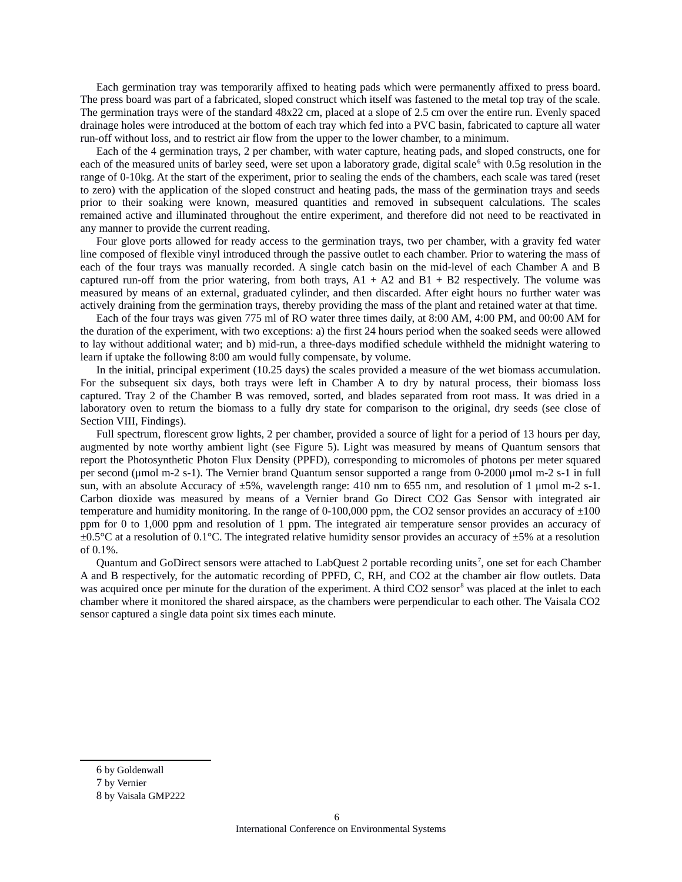Each germination tray was temporarily affixed to heating pads which were permanently affixed to press board. The press board was part of a fabricated, sloped construct which itself was fastened to the metal top tray of the scale. The germination trays were of the standard 48x22 cm, placed at a slope of 2.5 cm over the entire run. Evenly spaced drainage holes were introduced at the bottom of each tray which fed into a PVC basin, fabricated to capture all water run-off without loss, and to restrict air flow from the upper to the lower chamber, to a minimum.

Each of the 4 germination trays, 2 per chamber, with water capture, heating pads, and sloped constructs, one for each of the measured units of barley seed, were set upon a laboratory grade, digital scale[6] with 0.5g resolution in the range of 0-10kg. At the start of the experiment, prior to sealing the ends of the chambers, each scale was tared (reset to zero) with the application of the sloped construct and heating pads, the mass of the germination trays and seeds prior to their soaking were known, measured quantities and removed in subsequent calculations. The scales remained active and illuminated throughout the entire experiment, and therefore did not need to be reactivated in any manner to provide the current reading.

Four glove ports allowed for ready access to the germination trays, two per chamber, with a gravity fed water line composed of flexible vinyl introduced through the passive outlet to each chamber. Prior to watering the mass of each of the four trays was manually recorded. A single catch basin on the mid-level of each Chamber A and B captured run-off from the prior watering, from both trays, A1 + A2 and B1 + B2 respectively. The volume was measured by means of an external, graduated cylinder, and then discarded. After eight hours no further water was actively draining from the germination trays, thereby providing the mass of the plant and retained water at that time.

Each of the four trays was given 775 ml of RO water three times daily, at 8:00 AM, 4:00 PM, and 00:00 AM for the duration of the experiment, with two exceptions: a) the first 24 hours period when the soaked seeds were allowed to lay without additional water; and b) mid-run, a three-days modified schedule withheld the midnight watering to learn if uptake the following 8:00 am would fully compensate, by volume.

In the initial, principal experiment (10.25 days) the scales provided a measure of the wet biomass accumulation. For the subsequent six days, both trays were left in Chamber A to dry by natural process, their biomass loss captured. Tray 2 of the Chamber B was removed, sorted, and blades separated from root mass. It was dried in a laboratory oven to return the biomass to a fully dry state for comparison to the original, dry seeds (see close of Section VIII, Findings).

Full spectrum, florescent grow lights, 2 per chamber, provided a source of light for a period of 13 hours per day, augmented by note worthy ambient light (see Figure 5). Light was measured by means of Quantum sensors that report the Photosynthetic Photon Flux Density (PPFD), corresponding to micromoles of photons per meter squared per second (μmol m-2 s-1). The Vernier brand Quantum sensor supported a range from 0-2000 μmol m-2 s-1 in full sun, with an absolute Accuracy of ±5%, wavelength range: 410 nm to 655 nm, and resolution of 1 μmol m-2 s-1. Carbon dioxide was measured by means of a Vernier brand Go Direct CO2 Gas Sensor with integrated air temperature and humidity monitoring. In the range of 0-100,000 ppm, the CO2 sensor provides an accuracy of ±100 ppm for 0 to 1,000 ppm and resolution of 1 ppm. The integrated air temperature sensor provides an accuracy of ±0.5°C at a resolution of 0.1°C. The integrated relative humidity sensor provides an accuracy of ±5% at a resolution of 0.1%.

Quantum and GoDirect sensors were attached to LabQuest 2 portable recording units[7], one set for each Chamber A and B respectively, for the automatic recording of PPFD, C, RH, and CO2 at the chamber air flow outlets. Data was acquired once per minute for the duration of the experiment. A third CO2 sensor[8] was placed at the inlet to each chamber where it monitored the shared airspace, as the chambers were perpendicular to each other. The Vaisala CO2 sensor captured a single data point six times each minute.

---

6 by Goldenwall

7 by Vernier

8 by Vaisala GMP222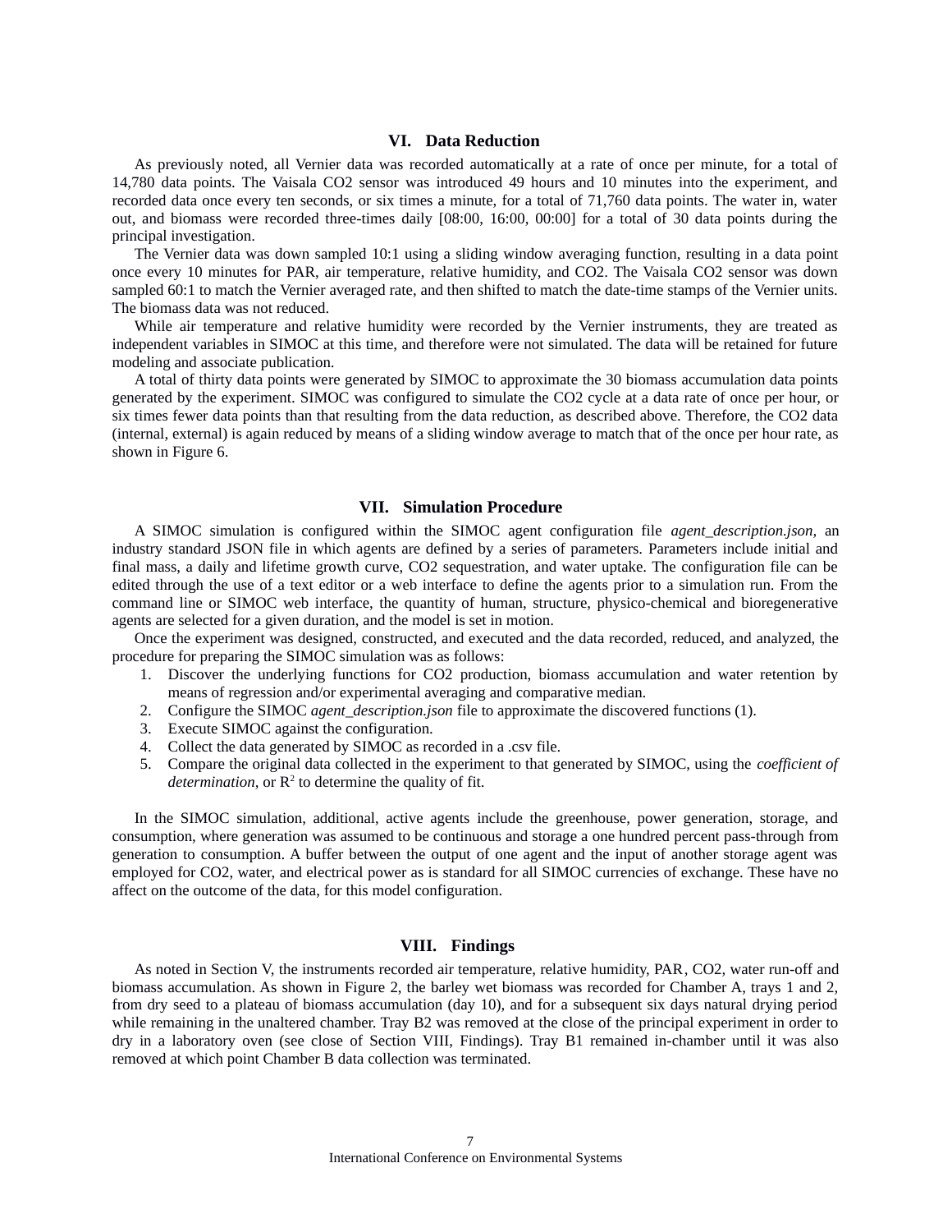## VI. Data Reduction

As previously noted, all Vernier data was recorded automatically at a rate of once per minute, for a total of 14,780 data points. The Vaisala CO2 sensor was introduced 49 hours and 10 minutes into the experiment, and recorded data once every ten seconds, or six times a minute, for a total of 71,760 data points. The water in, water out, and biomass were recorded three-times daily [08:00, 16:00, 00:00] for a total of 30 data points during the principal investigation.

The Vernier data was down sampled 10:1 using a sliding window averaging function, resulting in a data point once every 10 minutes for PAR, air temperature, relative humidity, and CO2. The Vaisala CO2 sensor was down sampled 60:1 to match the Vernier averaged rate, and then shifted to match the date-time stamps of the Vernier units. The biomass data was not reduced.

While air temperature and relative humidity were recorded by the Vernier instruments, they are treated as independent variables in SIMOC at this time, and therefore were not simulated. The data will be retained for future modeling and associate publication.

A total of thirty data points were generated by SIMOC to approximate the 30 biomass accumulation data points generated by the experiment. SIMOC was configured to simulate the CO2 cycle at a data rate of once per hour, or six times fewer data points than that resulting from the data reduction, as described above. Therefore, the CO2 data (internal, external) is again reduced by means of a sliding window average to match that of the once per hour rate, as shown in Figure 6.

## VII. Simulation Procedure

A SIMOC simulation is configured within the SIMOC agent configuration file *agent_description.json,* an industry standard JSON file in which agents are defined by a series of parameters. Parameters include initial and final mass, a daily and lifetime growth curve, CO2 sequestration, and water uptake. The configuration file can be edited through the use of a text editor or a web interface to define the agents prior to a simulation run. From the command line or SIMOC web interface, the quantity of human, structure, physico-chemical and bioregenerative agents are selected for a given duration, and the model is set in motion.

Once the experiment was designed, constructed, and executed and the data recorded, reduced, and analyzed, the procedure for preparing the SIMOC simulation was as follows:

1. Discover the underlying functions for CO2 production, biomass accumulation and water retention by means of regression and/or experimental averaging and comparative median.
2. Configure the SIMOC *agent_description.json* file to approximate the discovered functions (1).
3. Execute SIMOC against the configuration.
4. Collect the data generated by SIMOC as recorded in a .csv file.
5. Compare the original data collected in the experiment to that generated by SIMOC, using the *coefficient of determination*, or $R^2$ to determine the quality of fit.

In the SIMOC simulation, additional, active agents include the greenhouse, power generation, storage, and consumption, where generation was assumed to be continuous and storage a one hundred percent pass-through from generation to consumption. A buffer between the output of one agent and the input of another storage agent was employed for CO2, water, and electrical power as is standard for all SIMOC currencies of exchange. These have no affect on the outcome of the data, for this model configuration.

## VIII. Findings

As noted in Section V, the instruments recorded air temperature, relative humidity, PAR, CO2, water run-off and biomass accumulation. As shown in Figure 2, the barley wet biomass was recorded for Chamber A, trays 1 and 2, from dry seed to a plateau of biomass accumulation (day 10), and for a subsequent six days natural drying period while remaining in the unaltered chamber. Tray B2 was removed at the close of the principal experiment in order to dry in a laboratory oven (see close of Section VIII, Findings). Tray B1 remained in-chamber until it was also removed at which point Chamber B data collection was terminated.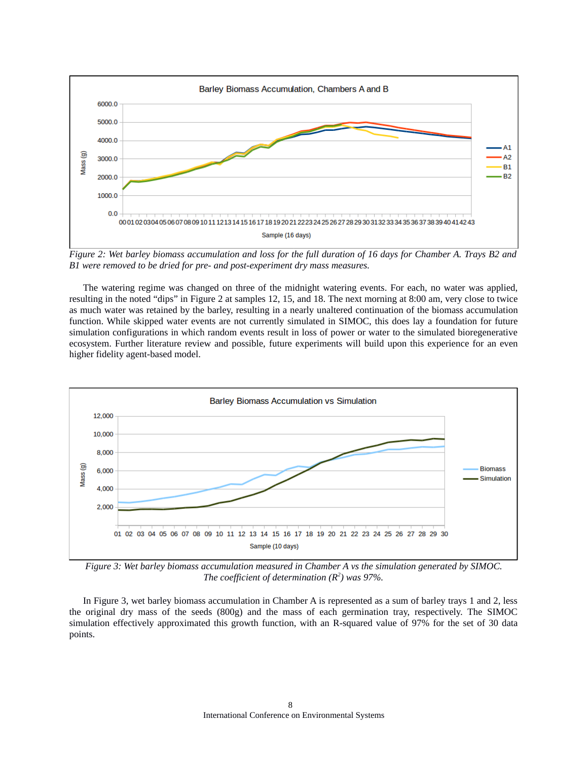Figure 2: Wet barley biomass accumulation and loss for the full duration of 16 days for Chamber A. Trays B2 and B1 were removed to be dried for pre- and post-experiment dry mass measures.

The watering regime was changed on three of the midnight watering events. For each, no water was applied, resulting in the noted "dips" in Figure 2 at samples 12, 15, and 18. The next morning at 8:00 am, very close to twice as much water was retained by the barley, resulting in a nearly unaltered continuation of the biomass accumulation function. While skipped water events are not currently simulated in SIMOC, this does lay a foundation for future simulation configurations in which random events result in loss of power or water to the simulated bioregenerative ecosystem. Further literature review and possible, future experiments will build upon this experience for an even higher fidelity agent-based model.

Figure 3: Wet barley biomass accumulation measured in Chamber A vs the simulation generated by SIMOC. The coefficient of determination ($R^2$) was 97%.

In Figure 3, wet barley biomass accumulation in Chamber A is represented as a sum of barley trays 1 and 2, less the original dry mass of the seeds (800g) and the mass of each germination tray, respectively. The SIMOC simulation effectively approximated this growth function, with an R-squared value of 97% for the set of 30 data points.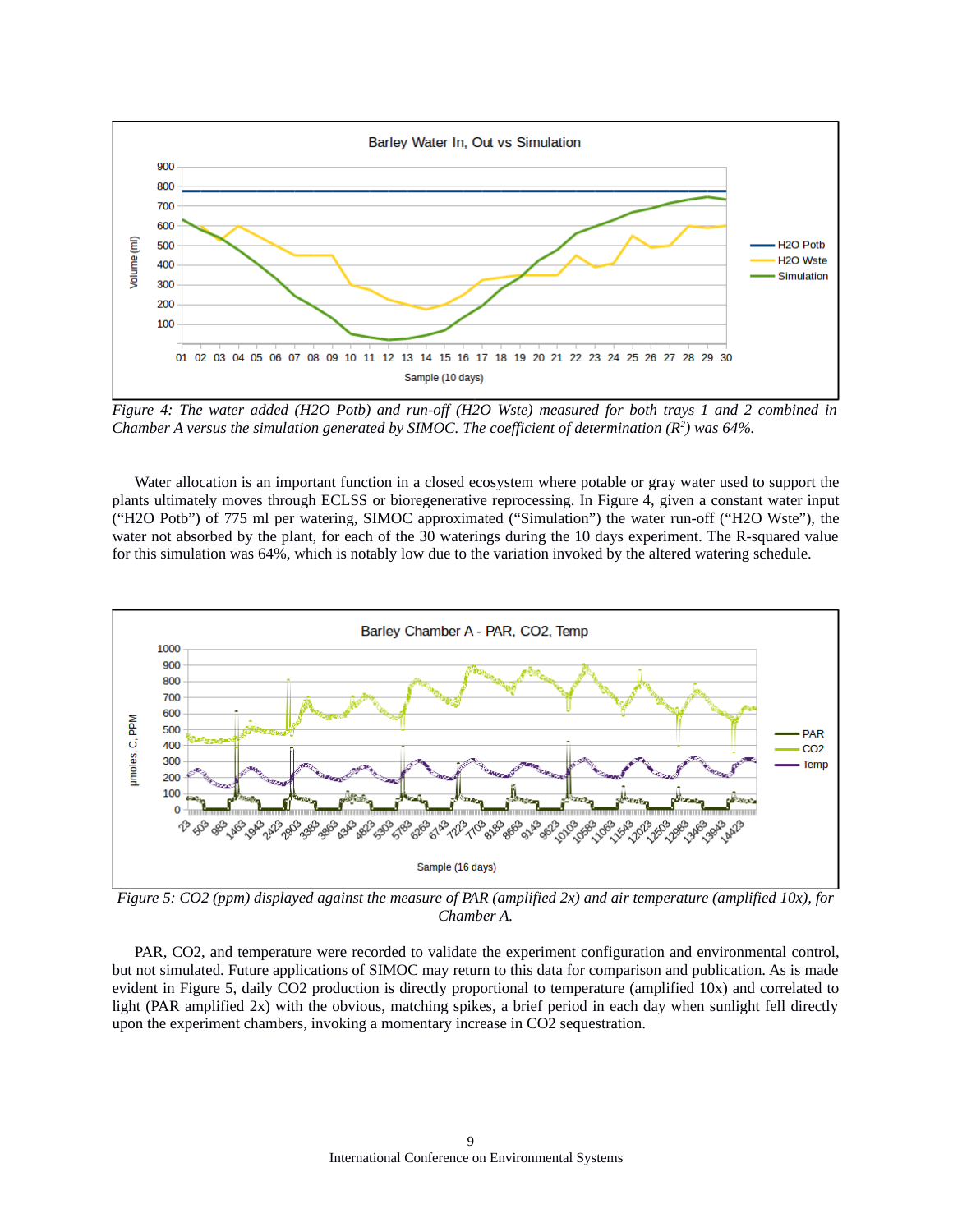*Figure 4: The water added (H2O Potb) and run-off (H2O Wste) measured for both trays 1 and 2 combined in Chamber A versus the simulation generated by SIMOC. The coefficient of determination ($R^2$) was 64%.*

Water allocation is an important function in a closed ecosystem where potable or gray water used to support the plants ultimately moves through ECLSS or bioregenerative reprocessing. In Figure 4, given a constant water input ("H2O Potb") of 775 ml per watering, SIMOC approximated ("Simulation") the water run-off ("H2O Wste"), the water not absorbed by the plant, for each of the 30 waterings during the 10 days experiment. The R-squared value for this simulation was 64%, which is notably low due to the variation invoked by the altered watering schedule.

*Figure 5: CO2 (ppm) displayed against the measure of PAR (amplified 2x) and air temperature (amplified 10x), for Chamber A.*

PAR, CO2, and temperature were recorded to validate the experiment configuration and environmental control, but not simulated. Future applications of SIMOC may return to this data for comparison and publication. As is made evident in Figure 5, daily CO2 production is directly proportional to temperature (amplified 10x) and correlated to light (PAR amplified 2x) with the obvious, matching spikes, a brief period in each day when sunlight fell directly upon the experiment chambers, invoking a momentary increase in CO2 sequestration.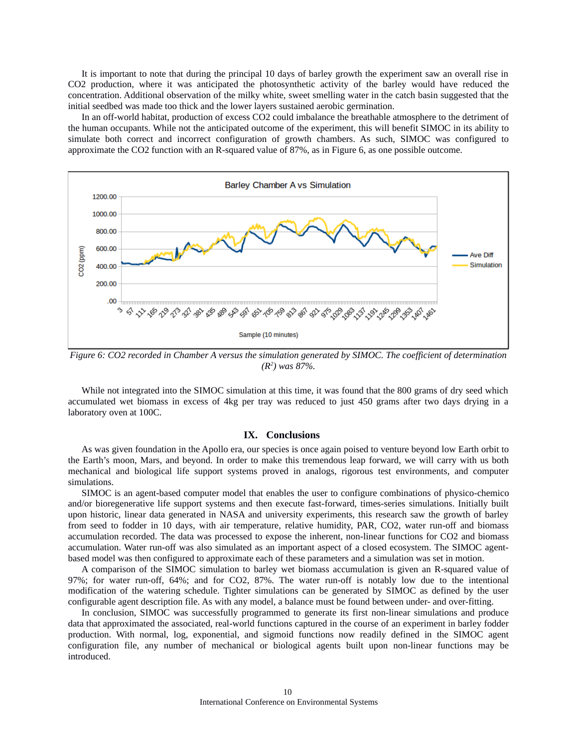It is important to note that during the principal 10 days of barley growth the experiment saw an overall rise in CO2 production, where it was anticipated the photosynthetic activity of the barley would have reduced the concentration. Additional observation of the milky white, sweet smelling water in the catch basin suggested that the initial seedbed was made too thick and the lower layers sustained aerobic germination.

In an off-world habitat, production of excess CO2 could imbalance the breathable atmosphere to the detriment of the human occupants. While not the anticipated outcome of the experiment, this will benefit SIMOC in its ability to simulate both correct and incorrect configuration of growth chambers. As such, SIMOC was configured to approximate the CO2 function with an R-squared value of 87%, as in Figure 6, as one possible outcome.

*Figure 6: CO2 recorded in Chamber A versus the simulation generated by SIMOC. The coefficient of determination ($R^2$) was 87%.*

While not integrated into the SIMOC simulation at this time, it was found that the 800 grams of dry seed which accumulated wet biomass in excess of 4kg per tray was reduced to just 450 grams after two days drying in a laboratory oven at 100C.

## IX. Conclusions

As was given foundation in the Apollo era, our species is once again poised to venture beyond low Earth orbit to the Earth's moon, Mars, and beyond. In order to make this tremendous leap forward, we will carry with us both mechanical and biological life support systems proved in analogs, rigorous test environments, and computer simulations.

SIMOC is an agent-based computer model that enables the user to configure combinations of physico-chemico and/or bioregenerative life support systems and then execute fast-forward, times-series simulations. Initially built upon historic, linear data generated in NASA and university experiments, this research saw the growth of barley from seed to fodder in 10 days, with air temperature, relative humidity, PAR, CO2, water run-off and biomass accumulation recorded. The data was processed to expose the inherent, non-linear functions for CO2 and biomass accumulation. Water run-off was also simulated as an important aspect of a closed ecosystem. The SIMOC agent-based model was then configured to approximate each of these parameters and a simulation was set in motion.

A comparison of the SIMOC simulation to barley wet biomass accumulation is given an R-squared value of 97%; for water run-off, 64%; and for CO2, 87%. The water run-off is notably low due to the intentional modification of the watering schedule. Tighter simulations can be generated by SIMOC as defined by the user configurable agent description file. As with any model, a balance must be found between under- and over-fitting.

In conclusion, SIMOC was successfully programmed to generate its first non-linear simulations and produce data that approximated the associated, real-world functions captured in the course of an experiment in barley fodder production. With normal, log, exponential, and sigmoid functions now readily defined in the SIMOC agent configuration file, any number of mechanical or biological agents built upon non-linear functions may be introduced.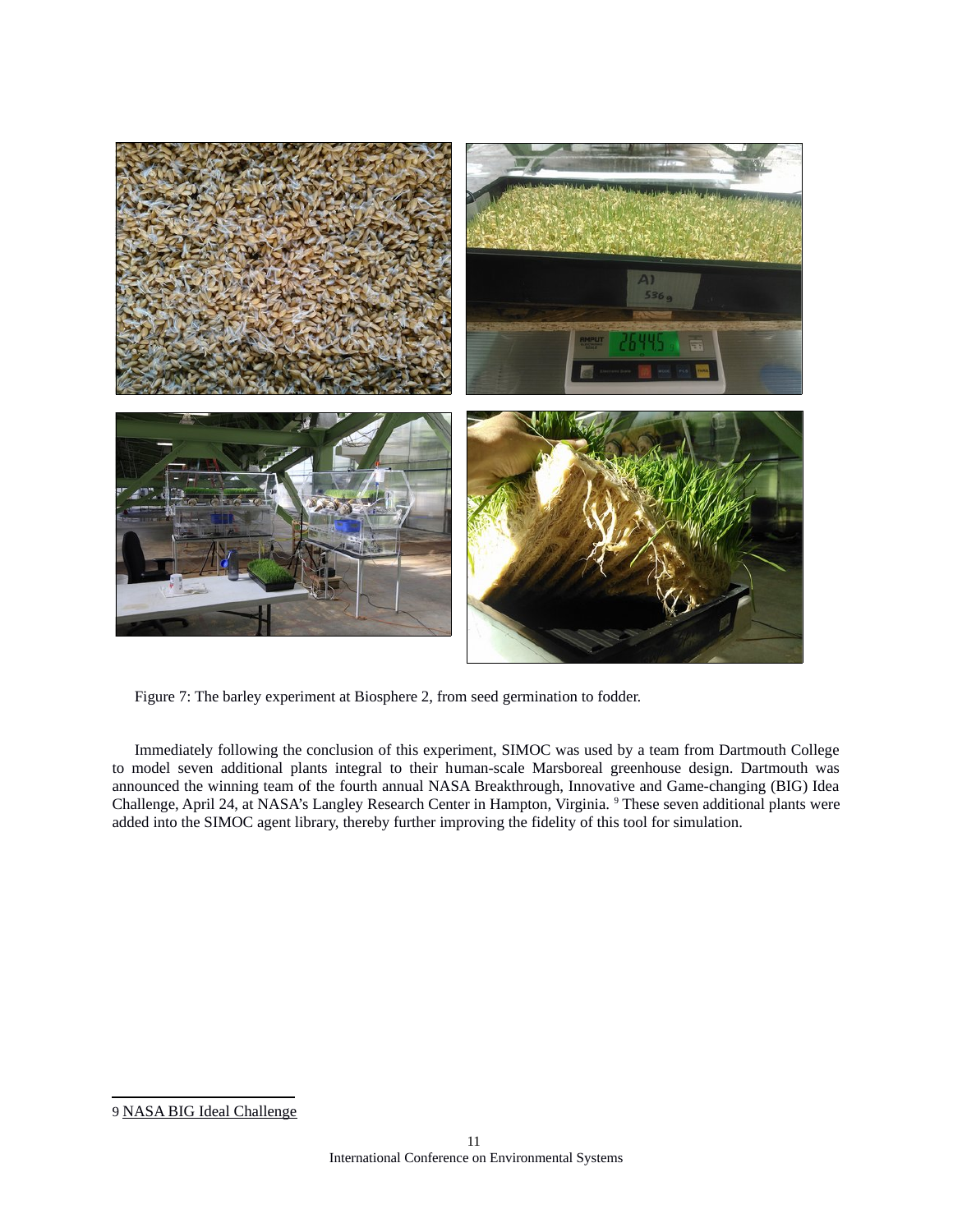Figure 7: The barley experiment at Biosphere 2, from seed germination to fodder.

Immediately following the conclusion of this experiment, SIMOC was used by a team from Dartmouth College to model seven additional plants integral to their human-scale Marsboreal greenhouse design. Dartmouth was announced the winning team of the fourth annual NASA Breakthrough, Innovative and Game-changing (BIG) Idea Challenge, April 24, at NASA's Langley Research Center in Hampton, Virginia. [9] These seven additional plants were added into the SIMOC agent library, thereby further improving the fidelity of this tool for simulation.

---

9 NASA BIG Ideal Challenge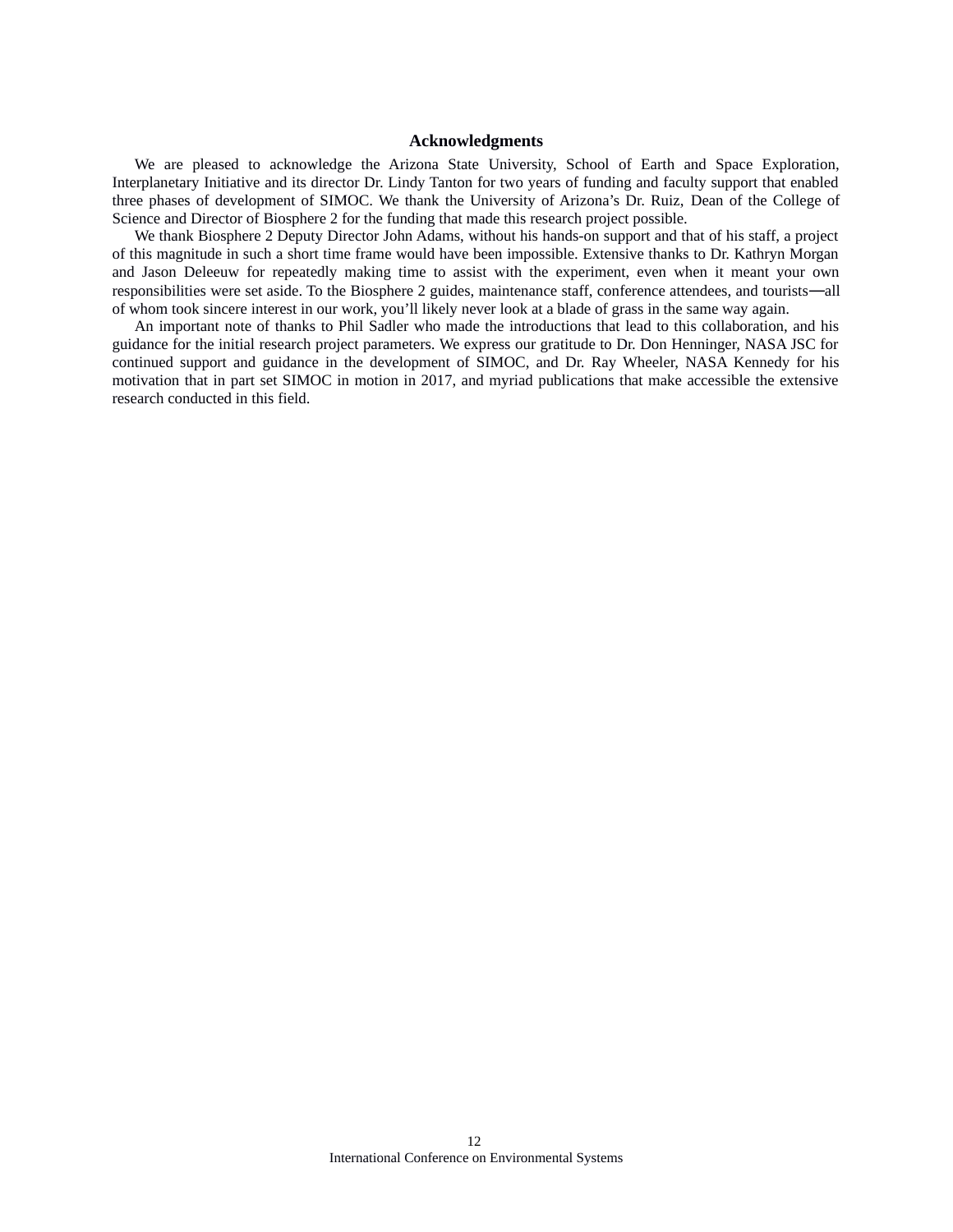## Acknowledgments

We are pleased to acknowledge the Arizona State University, School of Earth and Space Exploration, Interplanetary Initiative and its director Dr. Lindy Tanton for two years of funding and faculty support that enabled three phases of development of SIMOC. We thank the University of Arizona's Dr. Ruiz, Dean of the College of Science and Director of Biosphere 2 for the funding that made this research project possible.

We thank Biosphere 2 Deputy Director John Adams, without his hands-on support and that of his staff, a project of this magnitude in such a short time frame would have been impossible. Extensive thanks to Dr. Kathryn Morgan and Jason Deleeuw for repeatedly making time to assist with the experiment, even when it meant your own responsibilities were set aside. To the Biosphere 2 guides, maintenance staff, conference attendees, and tourists—all of whom took sincere interest in our work, you'll likely never look at a blade of grass in the same way again.

An important note of thanks to Phil Sadler who made the introductions that lead to this collaboration, and his guidance for the initial research project parameters. We express our gratitude to Dr. Don Henninger, NASA JSC for continued support and guidance in the development of SIMOC, and Dr. Ray Wheeler, NASA Kennedy for his motivation that in part set SIMOC in motion in 2017, and myriad publications that make accessible the extensive research conducted in this field.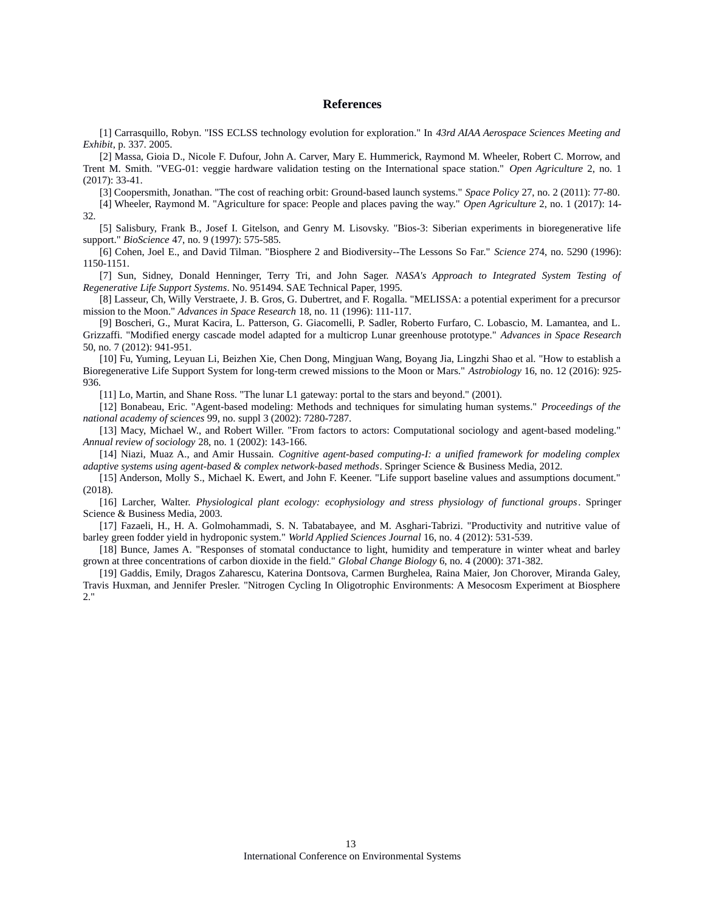## References

[1] Carrasquillo, Robyn. "ISS ECLSS technology evolution for exploration." In *43rd AIAA Aerospace Sciences Meeting and Exhibit*, p. 337. 2005.

[2] Massa, Gioia D., Nicole F. Dufour, John A. Carver, Mary E. Hummerick, Raymond M. Wheeler, Robert C. Morrow, and Trent M. Smith. "VEG-01: veggie hardware validation testing on the International space station." *Open Agriculture* 2, no. 1 (2017): 33-41.

[3] Coopersmith, Jonathan. "The cost of reaching orbit: Ground-based launch systems." *Space Policy* 27, no. 2 (2011): 77-80.

[4] Wheeler, Raymond M. "Agriculture for space: People and places paving the way." *Open Agriculture* 2, no. 1 (2017): 14-32.

[5] Salisbury, Frank B., Josef I. Gitelson, and Genry M. Lisovsky. "Bios-3: Siberian experiments in bioregenerative life support." *BioScience* 47, no. 9 (1997): 575-585.

[6] Cohen, Joel E., and David Tilman. "Biosphere 2 and Biodiversity--The Lessons So Far." *Science* 274, no. 5290 (1996): 1150-1151.

[7] Sun, Sidney, Donald Henninger, Terry Tri, and John Sager. *NASA's Approach to Integrated System Testing of Regenerative Life Support Systems*. No. 951494. SAE Technical Paper, 1995.

[8] Lasseur, Ch, Willy Verstraete, J. B. Gros, G. Dubertret, and F. Rogalla. "MELISSA: a potential experiment for a precursor mission to the Moon." *Advances in Space Research* 18, no. 11 (1996): 111-117.

[9] Boscheri, G., Murat Kacira, L. Patterson, G. Giacomelli, P. Sadler, Roberto Furfaro, C. Lobascio, M. Lamantea, and L. Grizzaffi. "Modified energy cascade model adapted for a multicrop Lunar greenhouse prototype." *Advances in Space Research* 50, no. 7 (2012): 941-951.

[10] Fu, Yuming, Leyuan Li, Beizhen Xie, Chen Dong, Mingjuan Wang, Boyang Jia, Lingzhi Shao et al. "How to establish a Bioregenerative Life Support System for long-term crewed missions to the Moon or Mars." *Astrobiology* 16, no. 12 (2016): 925-936.

[11] Lo, Martin, and Shane Ross. "The lunar L1 gateway: portal to the stars and beyond." (2001).

[12] Bonabeau, Eric. "Agent-based modeling: Methods and techniques for simulating human systems." *Proceedings of the national academy of sciences* 99, no. suppl 3 (2002): 7280-7287.

[13] Macy, Michael W., and Robert Willer. "From factors to actors: Computational sociology and agent-based modeling." *Annual review of sociology* 28, no. 1 (2002): 143-166.

[14] Niazi, Muaz A., and Amir Hussain. *Cognitive agent-based computing-I: a unified framework for modeling complex adaptive systems using agent-based & complex network-based methods*. Springer Science & Business Media, 2012.

[15] Anderson, Molly S., Michael K. Ewert, and John F. Keener. "Life support baseline values and assumptions document." (2018).

[16] Larcher, Walter. *Physiological plant ecology: ecophysiology and stress physiology of functional groups*. Springer Science & Business Media, 2003.

[17] Fazaeli, H., H. A. Golmohammadi, S. N. Tabatabayee, and M. Asghari-Tabrizi. "Productivity and nutritive value of barley green fodder yield in hydroponic system." *World Applied Sciences Journal* 16, no. 4 (2012): 531-539.

[18] Bunce, James A. "Responses of stomatal conductance to light, humidity and temperature in winter wheat and barley grown at three concentrations of carbon dioxide in the field." *Global Change Biology* 6, no. 4 (2000): 371-382.

[19] Gaddis, Emily, Dragos Zaharescu, Katerina Dontsova, Carmen Burghelea, Raina Maier, Jon Chorover, Miranda Galey, Travis Huxman, and Jennifer Presler. "Nitrogen Cycling In Oligotrophic Environments: A Mesocosm Experiment at Biosphere 2."